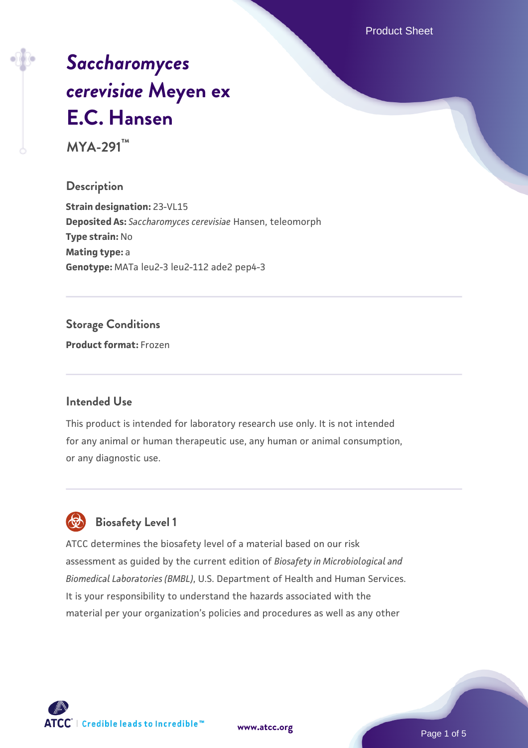# *Saccharomyces cerevisiae* Meyen ex E.C. Hansen

**MYA-291™**

## Description

**Strain designation:** 23-VL15
**Deposited As:** *Saccharomyces cerevisiae* Hansen, teleomorph
**Type strain:** No
**Mating type:** a
**Genotype:** MATa leu2-3 leu2-112 ade2 pep4-3

## Storage Conditions

**Product format:** Frozen

## Intended Use

This product is intended for laboratory research use only. It is not intended for any animal or human therapeutic use, any human or animal consumption, or any diagnostic use.

## Biosafety Level 1

ATCC determines the biosafety level of a material based on our risk assessment as guided by the current edition of *Biosafety in Microbiological and Biomedical Laboratories (BMBL)*, U.S. Department of Health and Human Services. It is your responsibility to understand the hazards associated with the material per your organization's policies and procedures as well as any other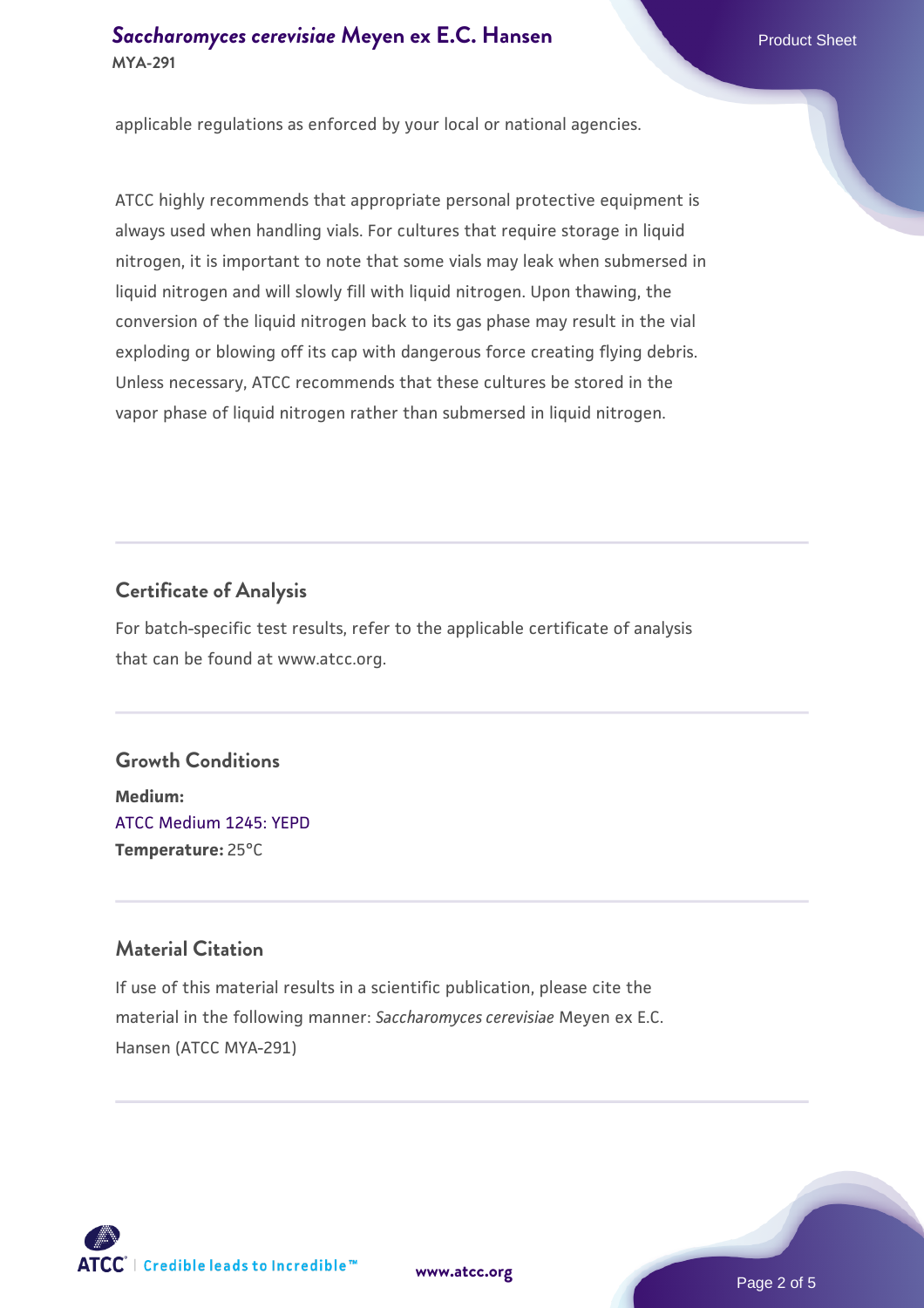applicable regulations as enforced by your local or national agencies.

ATCC highly recommends that appropriate personal protective equipment is always used when handling vials. For cultures that require storage in liquid nitrogen, it is important to note that some vials may leak when submersed in liquid nitrogen and will slowly fill with liquid nitrogen. Upon thawing, the conversion of the liquid nitrogen back to its gas phase may result in the vial exploding or blowing off its cap with dangerous force creating flying debris. Unless necessary, ATCC recommends that these cultures be stored in the vapor phase of liquid nitrogen rather than submersed in liquid nitrogen.

## Certificate of Analysis

For batch-specific test results, refer to the applicable certificate of analysis that can be found at www.atcc.org.

## Growth Conditions

**Medium:**
ATCC Medium 1245: YEPD
**Temperature:** 25°C

## Material Citation

If use of this material results in a scientific publication, please cite the material in the following manner: *Saccharomyces cerevisiae* Meyen ex E.C. Hansen (ATCC MYA-291)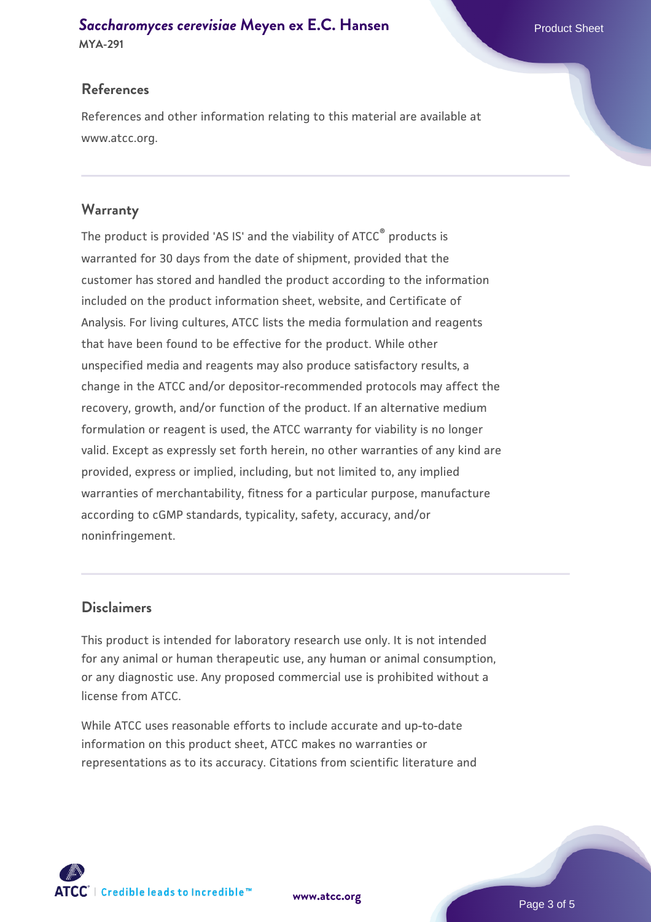## References

References and other information relating to this material are available at www.atcc.org.

## Warranty

The product is provided 'AS IS' and the viability of ATCC® products is warranted for 30 days from the date of shipment, provided that the customer has stored and handled the product according to the information included on the product information sheet, website, and Certificate of Analysis. For living cultures, ATCC lists the media formulation and reagents that have been found to be effective for the product. While other unspecified media and reagents may also produce satisfactory results, a change in the ATCC and/or depositor-recommended protocols may affect the recovery, growth, and/or function of the product. If an alternative medium formulation or reagent is used, the ATCC warranty for viability is no longer valid. Except as expressly set forth herein, no other warranties of any kind are provided, express or implied, including, but not limited to, any implied warranties of merchantability, fitness for a particular purpose, manufacture according to cGMP standards, typicality, safety, accuracy, and/or noninfringement.

## Disclaimers

This product is intended for laboratory research use only. It is not intended for any animal or human therapeutic use, any human or animal consumption, or any diagnostic use. Any proposed commercial use is prohibited without a license from ATCC.

While ATCC uses reasonable efforts to include accurate and up-to-date information on this product sheet, ATCC makes no warranties or representations as to its accuracy. Citations from scientific literature and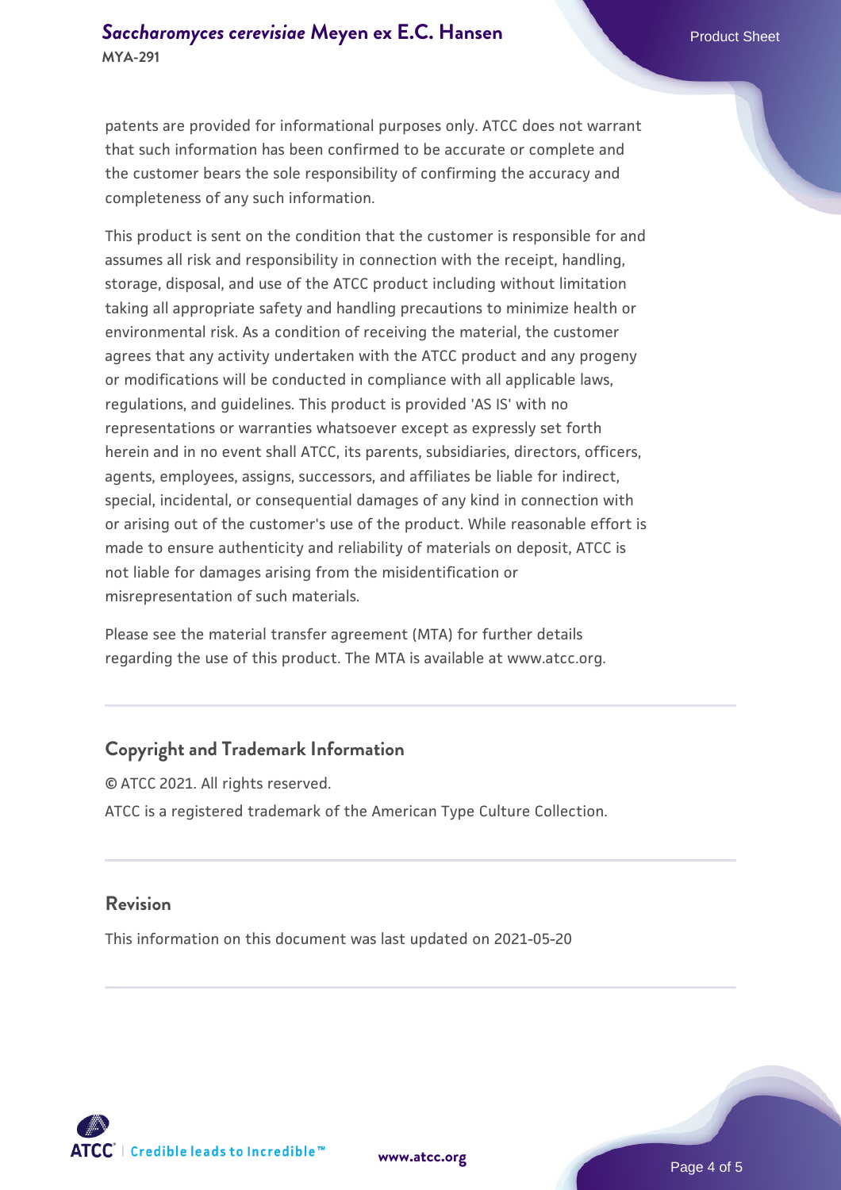patents are provided for informational purposes only. ATCC does not warrant that such information has been confirmed to be accurate or complete and the customer bears the sole responsibility of confirming the accuracy and completeness of any such information.

This product is sent on the condition that the customer is responsible for and assumes all risk and responsibility in connection with the receipt, handling, storage, disposal, and use of the ATCC product including without limitation taking all appropriate safety and handling precautions to minimize health or environmental risk. As a condition of receiving the material, the customer agrees that any activity undertaken with the ATCC product and any progeny or modifications will be conducted in compliance with all applicable laws, regulations, and guidelines. This product is provided 'AS IS' with no representations or warranties whatsoever except as expressly set forth herein and in no event shall ATCC, its parents, subsidiaries, directors, officers, agents, employees, assigns, successors, and affiliates be liable for indirect, special, incidental, or consequential damages of any kind in connection with or arising out of the customer's use of the product. While reasonable effort is made to ensure authenticity and reliability of materials on deposit, ATCC is not liable for damages arising from the misidentification or misrepresentation of such materials.

Please see the material transfer agreement (MTA) for further details regarding the use of this product. The MTA is available at www.atcc.org.

## Copyright and Trademark Information

© ATCC 2021. All rights reserved.

ATCC is a registered trademark of the American Type Culture Collection.

## Revision

This information on this document was last updated on 2021-05-20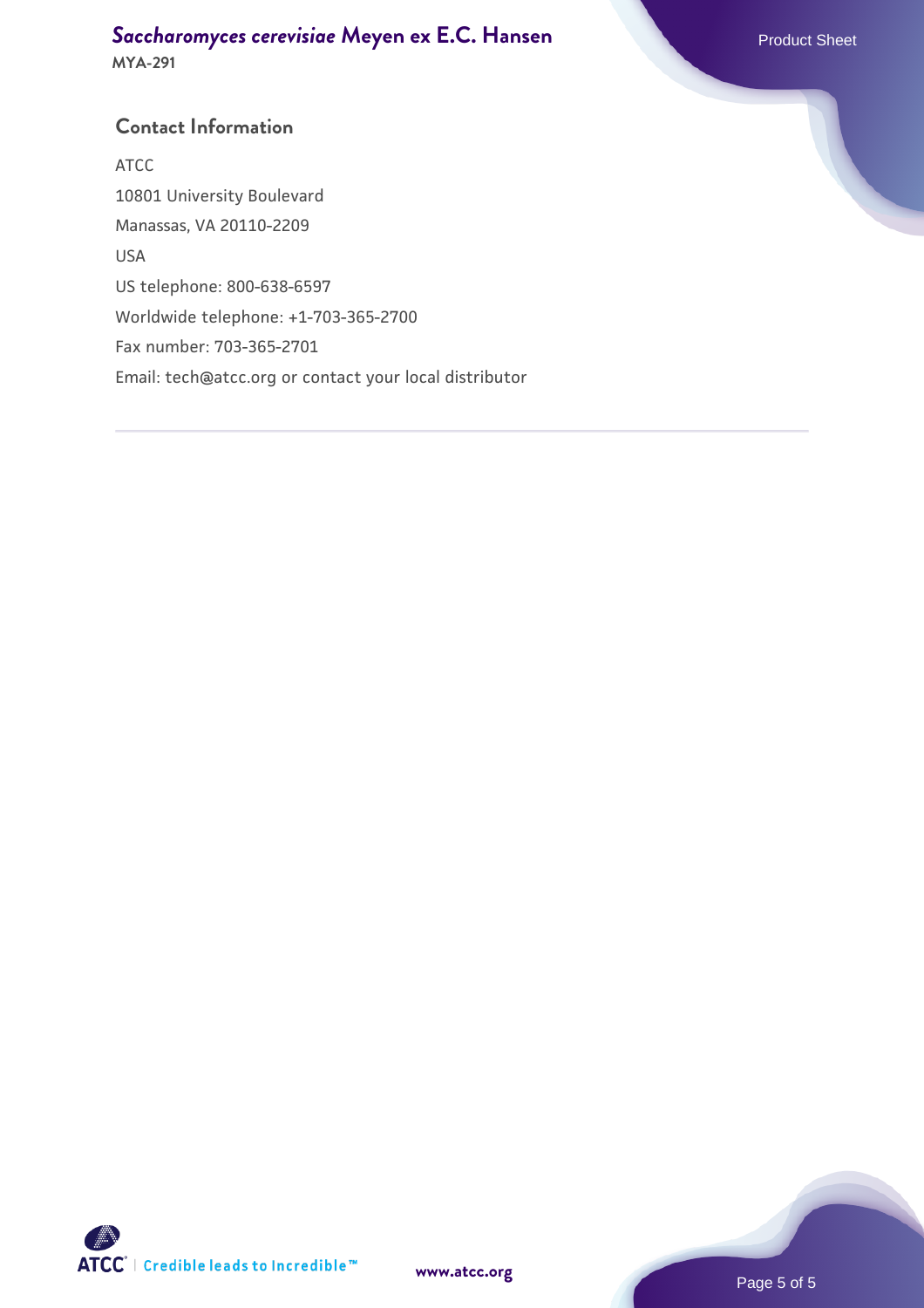## Contact Information

ATCC

10801 University Boulevard

Manassas, VA 20110-2209

USA

US telephone: 800-638-6597

Worldwide telephone: +1-703-365-2700

Fax number: 703-365-2701

Email: tech@atcc.org or contact your local distributor